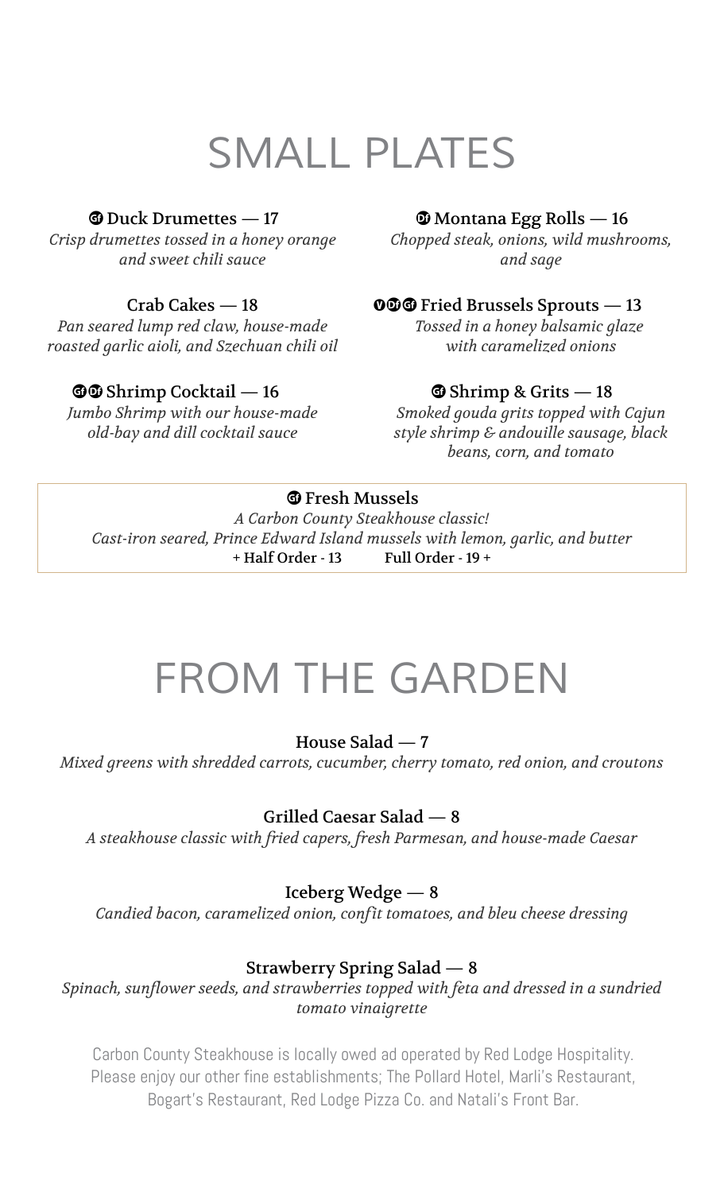# SMALL PLATES

**GF Duck Drumettes — 17**
*Crisp drumettes tossed in a honey orange and sweet chili sauce*

**Crab Cakes — 18**
*Pan seared lump red claw, house-made roasted garlic aioli, and Szechuan chili oil*

**GF DF Shrimp Cocktail — 16**
*Jumbo Shrimp with our house-made old-bay and dill cocktail sauce*

**DF Montana Egg Rolls — 16**
*Chopped steak, onions, wild mushrooms, and sage*

**V DF GF Fried Brussels Sprouts — 13**
*Tossed in a honey balsamic glaze with caramelized onions*

**GF Shrimp & Grits — 18**
*Smoked gouda grits topped with Cajun style shrimp & andouille sausage, black beans, corn, and tomato*

**GF Fresh Mussels**
*A Carbon County Steakhouse classic!*
*Cast-iron seared, Prince Edward Island mussels with lemon, garlic, and butter*
**+ Half Order - 13 Full Order - 19 +**

# FROM THE GARDEN

**House Salad — 7**
*Mixed greens with shredded carrots, cucumber, cherry tomato, red onion, and croutons*

**Grilled Caesar Salad — 8**
*A steakhouse classic with fried capers, fresh Parmesan, and house-made Caesar*

**Iceberg Wedge — 8**
*Candied bacon, caramelized onion, confit tomatoes, and bleu cheese dressing*

**Strawberry Spring Salad — 8**
*Spinach, sunflower seeds, and strawberries topped with feta and dressed in a sundried tomato vinaigrette*

Carbon County Steakhouse is locally owed ad operated by Red Lodge Hospitality. Please enjoy our other fine establishments; The Pollard Hotel, Marli's Restaurant, Bogart's Restaurant, Red Lodge Pizza Co. and Natali's Front Bar.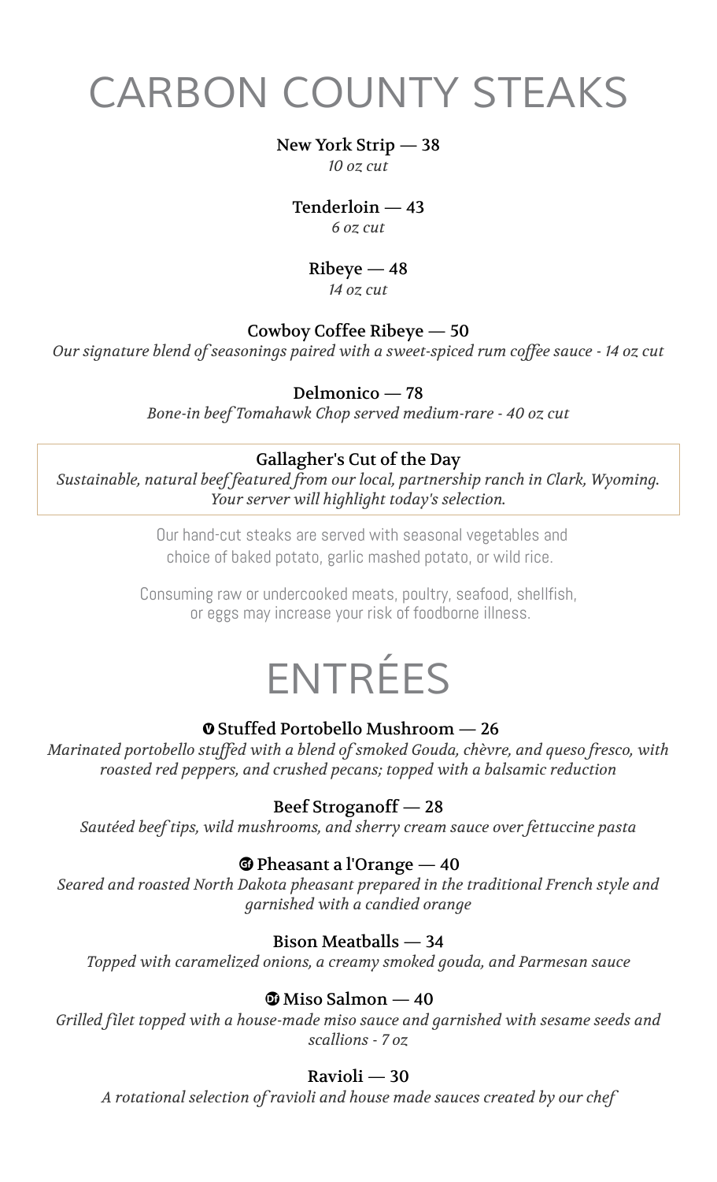# CARBON COUNTY STEAKS

**New York Strip — 38**
*10 oz cut*

**Tenderloin — 43**
*6 oz cut*

**Ribeye — 48**
*14 oz cut*

**Cowboy Coffee Ribeye — 50**
*Our signature blend of seasonings paired with a sweet-spiced rum coffee sauce - 14 oz cut*

**Delmonico — 78**
*Bone-in beef Tomahawk Chop served medium-rare - 40 oz cut*

**Gallagher's Cut of the Day**
*Sustainable, natural beef featured from our local, partnership ranch in Clark, Wyoming. Your server will highlight today's selection.*

Our hand-cut steaks are served with seasonal vegetables and choice of baked potato, garlic mashed potato, or wild rice.

Consuming raw or undercooked meats, poultry, seafood, shellfish, or eggs may increase your risk of foodborne illness.

# ENTRÉES

**V Stuffed Portobello Mushroom — 26**
*Marinated portobello stuffed with a blend of smoked Gouda, chèvre, and queso fresco, with roasted red peppers, and crushed pecans; topped with a balsamic reduction*

**Beef Stroganoff — 28**
*Sautéed beef tips, wild mushrooms, and sherry cream sauce over fettuccine pasta*

**GF Pheasant a l'Orange — 40**
*Seared and roasted North Dakota pheasant prepared in the traditional French style and garnished with a candied orange*

**Bison Meatballs — 34**
*Topped with caramelized onions, a creamy smoked gouda, and Parmesan sauce*

**DF Miso Salmon — 40**
*Grilled filet topped with a house-made miso sauce and garnished with sesame seeds and scallions - 7 oz*

**Ravioli — 30**
*A rotational selection of ravioli and house made sauces created by our chef*